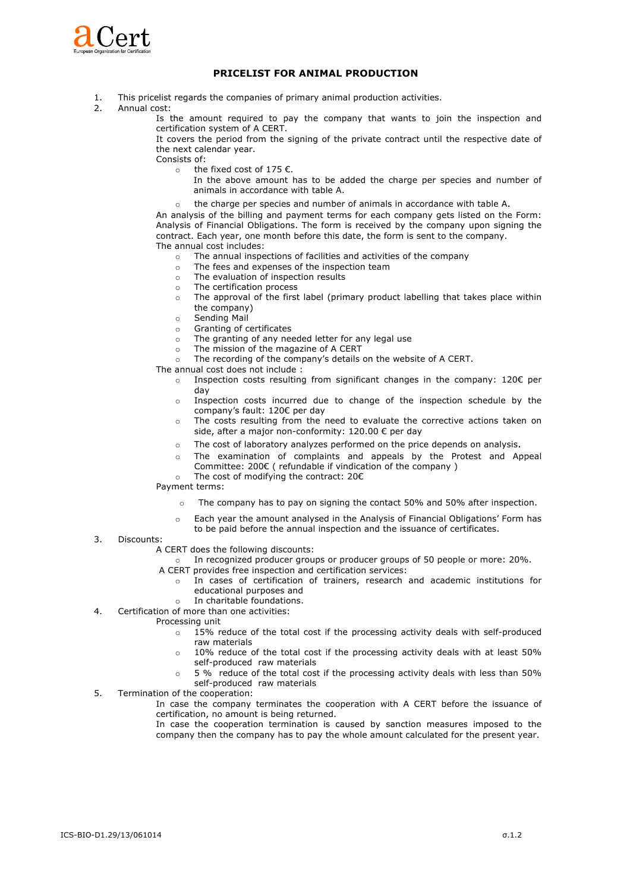# PRICELIST FOR ANIMAL PRODUCTION

1. This pricelist regards the companies of primary animal production activities.
2. Annual cost:

   Is the amount required to pay the company that wants to join the inspection and certification system of A CERT.

   It covers the period from the signing of the private contract until the respective date of the next calendar year.

   Consists of:

   - the fixed cost of 175 €.

     In the above amount has to be added the charge per species and number of animals in accordance with table A.
   - the charge per species and number of animals in accordance with table A.

   An analysis of the billing and payment terms for each company gets listed on the Form: Analysis of Financial Obligations. The form is received by the company upon signing the contract. Each year, one month before this date, the form is sent to the company.

   The annual cost includes:

   - The annual inspections of facilities and activities of the company
   - The fees and expenses of the inspection team
   - The evaluation of inspection results
   - The certification process
   - The approval of the first label (primary product labelling that takes place within the company)
   - Sending Mail
   - Granting of certificates
   - The granting of any needed letter for any legal use
   - The mission of the magazine of A CERT
   - The recording of the company's details on the website of A CERT.

   The annual cost does not include :

   - Inspection costs resulting from significant changes in the company: 120€ per day
   - Inspection costs incurred due to change of the inspection schedule by the company's fault: 120€ per day
   - The costs resulting from the need to evaluate the corrective actions taken on side, after a major non-conformity: 120.00 € per day
   - The cost of laboratory analyzes performed on the price depends on analysis.
   - The examination of complaints and appeals by the Protest and Appeal Committee: 200€ ( refundable if vindication of the company )
   - The cost of modifying the contract: 20€

   Payment terms:

   - The company has to pay on signing the contact 50% and 50% after inspection.
   - Each year the amount analysed in the Analysis of Financial Obligations' Form has to be paid before the annual inspection and the issuance of certificates.
3. Discounts:

   A CERT does the following discounts:

   - In recognized producer groups or producer groups of 50 people or more: 20%.

   A CERT provides free inspection and certification services:

   - In cases of certification of trainers, research and academic institutions for educational purposes and
   - In charitable foundations.
4. Certification of more than one activities:

   Processing unit

   - 15% reduce of the total cost if the processing activity deals with self-produced raw materials
   - 10% reduce of the total cost if the processing activity deals with at least 50% self-produced raw materials
   - 5 % reduce of the total cost if the processing activity deals with less than 50% self-produced raw materials
5. Termination of the cooperation:

   In case the company terminates the cooperation with A CERT before the issuance of certification, no amount is being returned.

   In case the cooperation termination is caused by sanction measures imposed to the company then the company has to pay the whole amount calculated for the present year.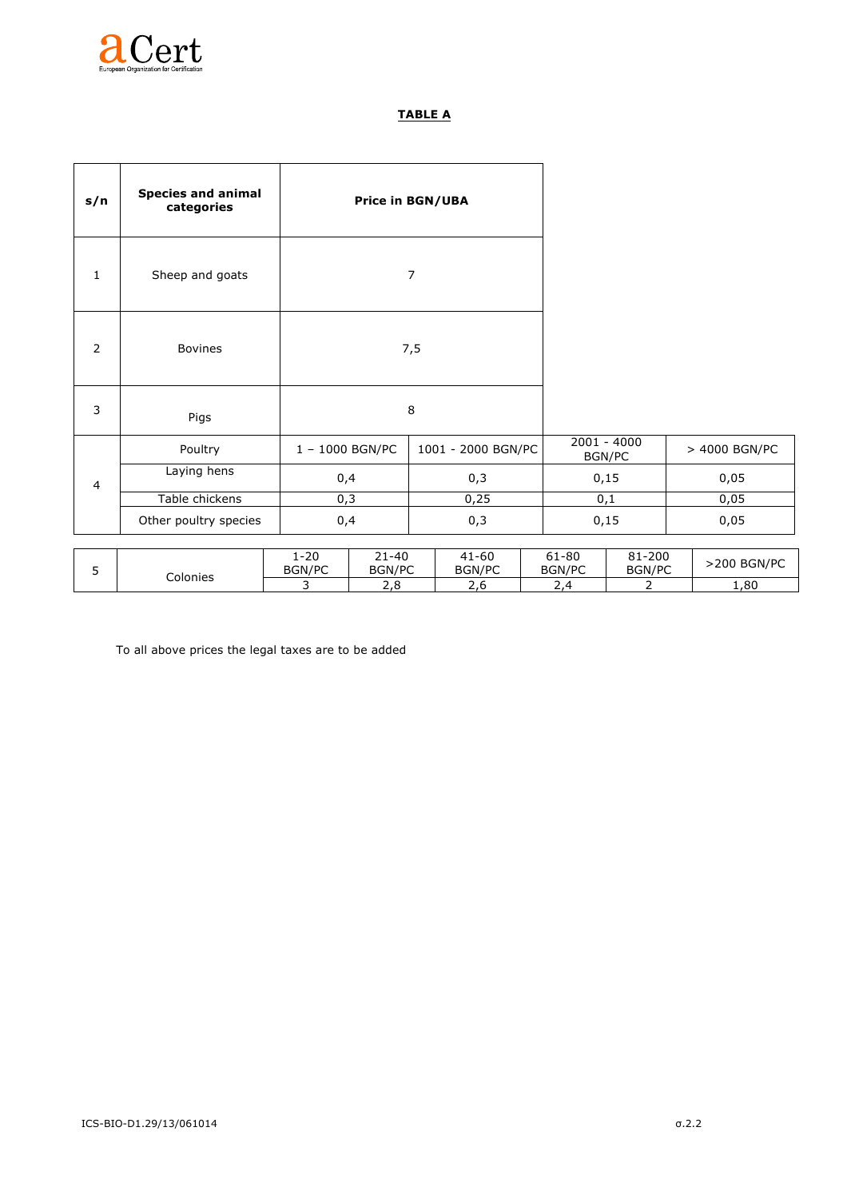**TABLE A**

| s/n | Species and animal categories | Price in BGN/UBA | | | |
|---|---|---|---|---|---|
| 1 | Sheep and goats | 7 | | | |
| 2 | Bovines | 7,5 | | | |
| 3 | Pigs | 8 | | | |
| 4 | Poultry | 1 – 1000 BGN/PC | 1001 - 2000 BGN/PC | 2001 - 4000 BGN/PC | > 4000 BGN/PC |
| | Laying hens | 0,4 | 0,3 | 0,15 | 0,05 |
| | Table chickens | 0,3 | 0,25 | 0,1 | 0,05 |
| | Other poultry species | 0,4 | 0,3 | 0,15 | 0,05 |

| | | | | | | | |
|---|---|---|---|---|---|---|---|
| 5 | Colonies | 1-20 BGN/PC | 21-40 BGN/PC | 41-60 BGN/PC | 61-80 BGN/PC | 81-200 BGN/PC | >200 BGN/PC |
| | | 3 | 2,8 | 2,6 | 2,4 | 2 | 1,80 |

To all above prices the legal taxes are to be added

ICS-BIO-D1.29/13/061014 σ.2.2